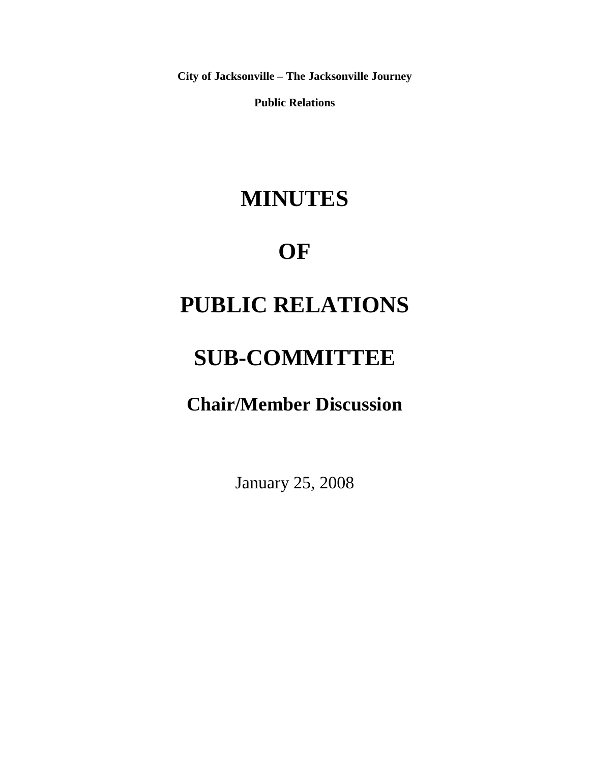**City of Jacksonville – The Jacksonville Journey**

**Public Relations**

# MINUTES

# OF

# PUBLIC RELATIONS

# SUB-COMMITTEE

## Chair/Member Discussion

January 25, 2008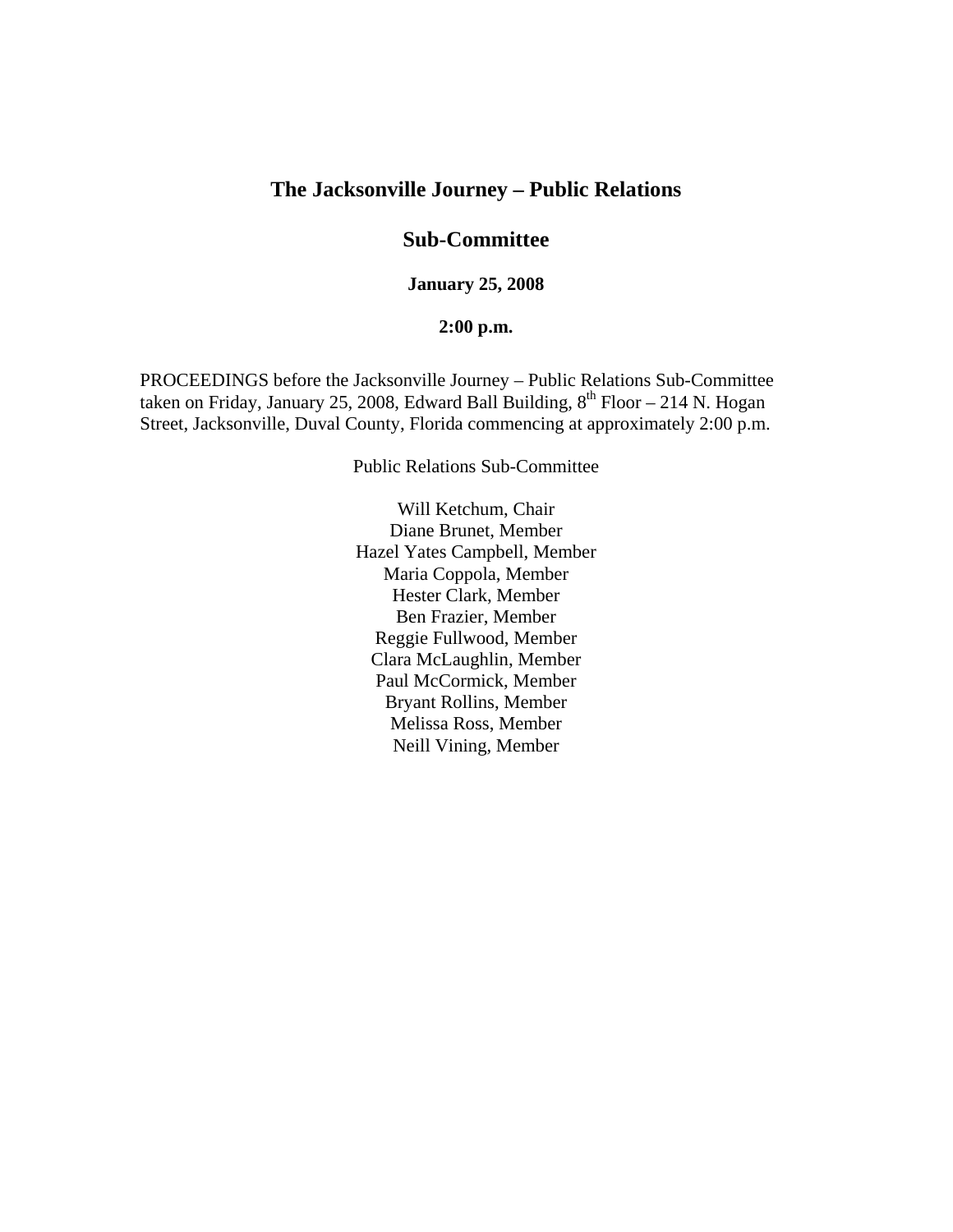# The Jacksonville Journey – Public Relations

## Sub-Committee

### January 25, 2008

### 2:00 p.m.

PROCEEDINGS before the Jacksonville Journey – Public Relations Sub-Committee taken on Friday, January 25, 2008, Edward Ball Building, 8th Floor – 214 N. Hogan Street, Jacksonville, Duval County, Florida commencing at approximately 2:00 p.m.

Public Relations Sub-Committee

Will Ketchum, Chair
Diane Brunet, Member
Hazel Yates Campbell, Member
Maria Coppola, Member
Hester Clark, Member
Ben Frazier, Member
Reggie Fullwood, Member
Clara McLaughlin, Member
Paul McCormick, Member
Bryant Rollins, Member
Melissa Ross, Member
Neill Vining, Member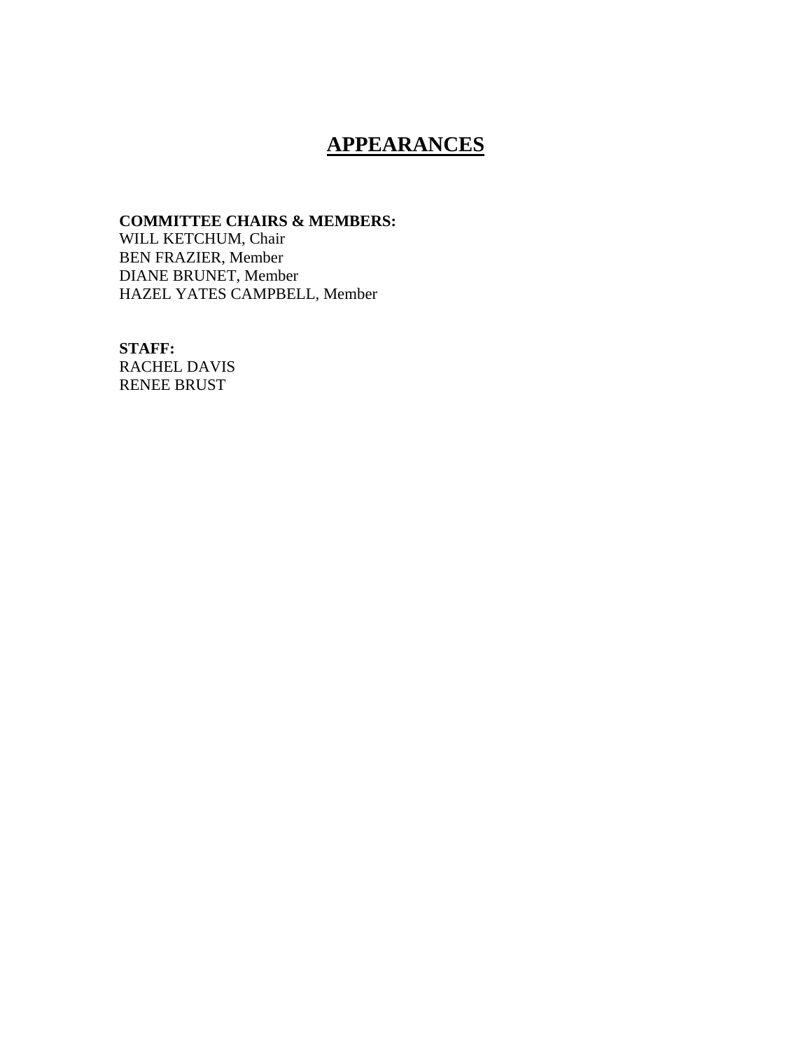# APPEARANCES

**COMMITTEE CHAIRS & MEMBERS:**
WILL KETCHUM, Chair
BEN FRAZIER, Member
DIANE BRUNET, Member
HAZEL YATES CAMPBELL, Member

**STAFF:**
RACHEL DAVIS
RENEE BRUST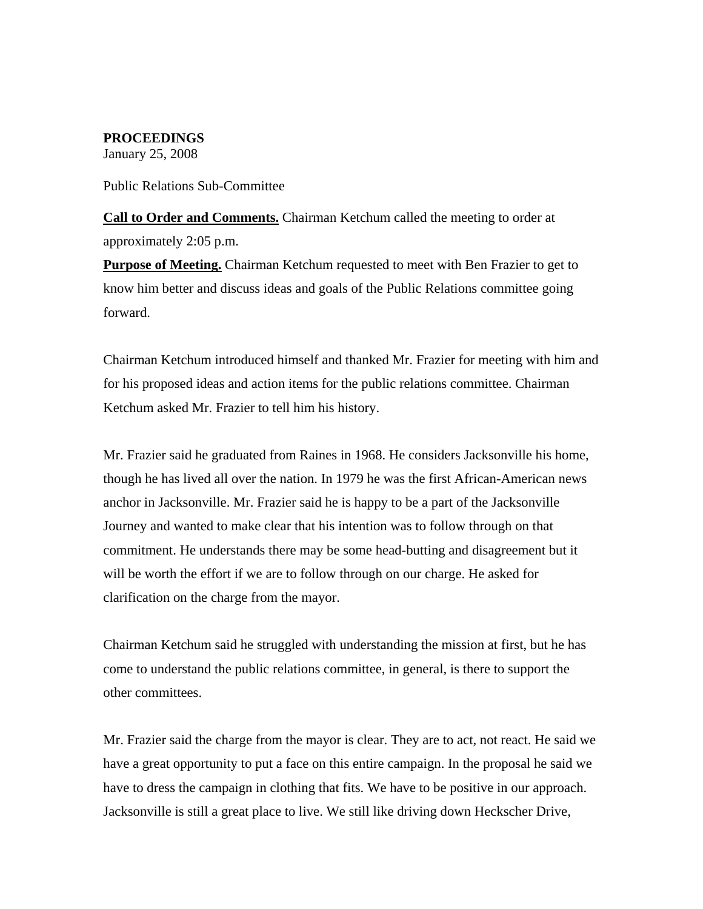**PROCEEDINGS**
January 25, 2008

Public Relations Sub-Committee

**Call to Order and Comments.** Chairman Ketchum called the meeting to order at approximately 2:05 p.m.

**Purpose of Meeting.** Chairman Ketchum requested to meet with Ben Frazier to get to know him better and discuss ideas and goals of the Public Relations committee going forward.

Chairman Ketchum introduced himself and thanked Mr. Frazier for meeting with him and for his proposed ideas and action items for the public relations committee. Chairman Ketchum asked Mr. Frazier to tell him his history.

Mr. Frazier said he graduated from Raines in 1968. He considers Jacksonville his home, though he has lived all over the nation. In 1979 he was the first African-American news anchor in Jacksonville. Mr. Frazier said he is happy to be a part of the Jacksonville Journey and wanted to make clear that his intention was to follow through on that commitment. He understands there may be some head-butting and disagreement but it will be worth the effort if we are to follow through on our charge. He asked for clarification on the charge from the mayor.

Chairman Ketchum said he struggled with understanding the mission at first, but he has come to understand the public relations committee, in general, is there to support the other committees.

Mr. Frazier said the charge from the mayor is clear. They are to act, not react. He said we have a great opportunity to put a face on this entire campaign. In the proposal he said we have to dress the campaign in clothing that fits. We have to be positive in our approach. Jacksonville is still a great place to live. We still like driving down Heckscher Drive,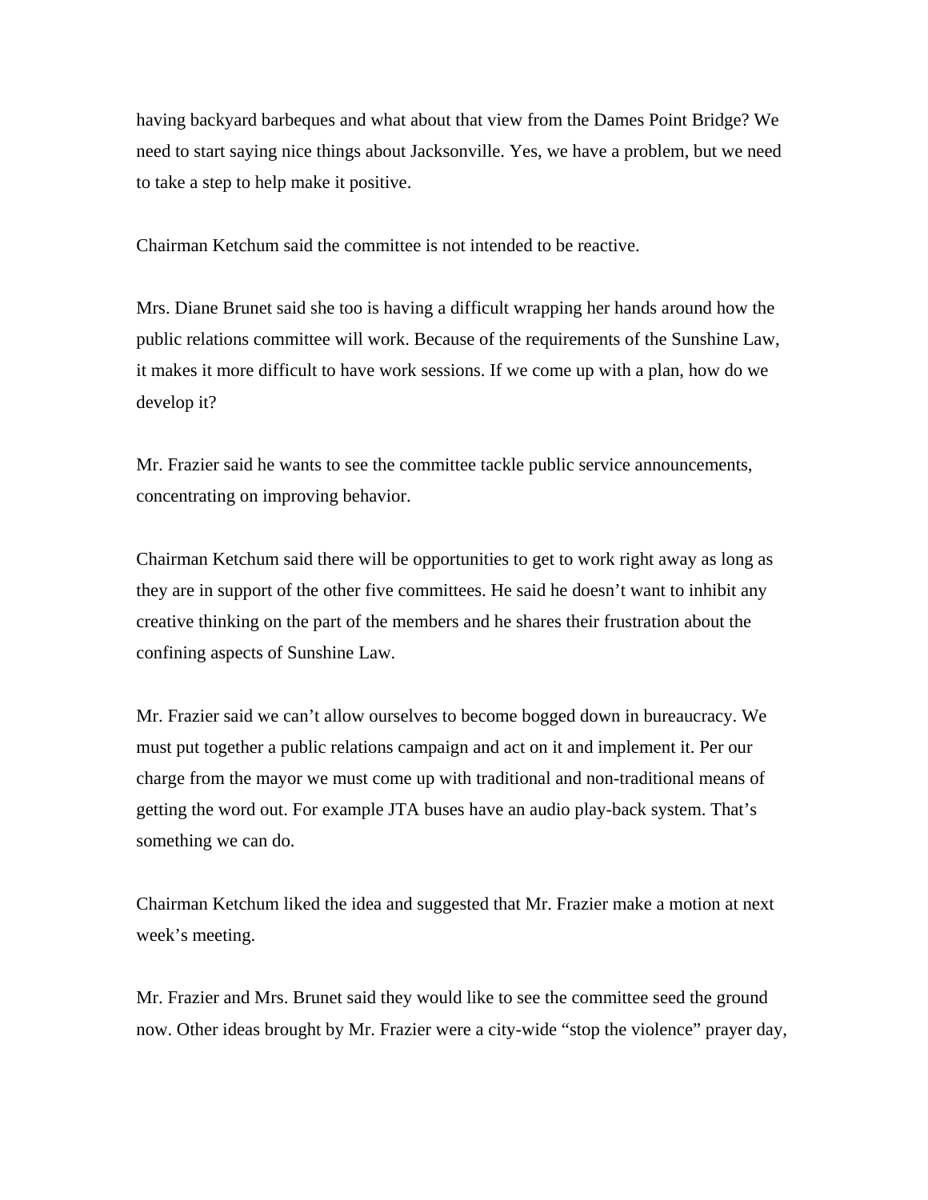having backyard barbeques and what about that view from the Dames Point Bridge? We need to start saying nice things about Jacksonville. Yes, we have a problem, but we need to take a step to help make it positive.

Chairman Ketchum said the committee is not intended to be reactive.

Mrs. Diane Brunet said she too is having a difficult wrapping her hands around how the public relations committee will work. Because of the requirements of the Sunshine Law, it makes it more difficult to have work sessions. If we come up with a plan, how do we develop it?

Mr. Frazier said he wants to see the committee tackle public service announcements, concentrating on improving behavior.

Chairman Ketchum said there will be opportunities to get to work right away as long as they are in support of the other five committees. He said he doesn't want to inhibit any creative thinking on the part of the members and he shares their frustration about the confining aspects of Sunshine Law.

Mr. Frazier said we can't allow ourselves to become bogged down in bureaucracy. We must put together a public relations campaign and act on it and implement it. Per our charge from the mayor we must come up with traditional and non-traditional means of getting the word out. For example JTA buses have an audio play-back system. That's something we can do.

Chairman Ketchum liked the idea and suggested that Mr. Frazier make a motion at next week's meeting.

Mr. Frazier and Mrs. Brunet said they would like to see the committee seed the ground now. Other ideas brought by Mr. Frazier were a city-wide "stop the violence" prayer day,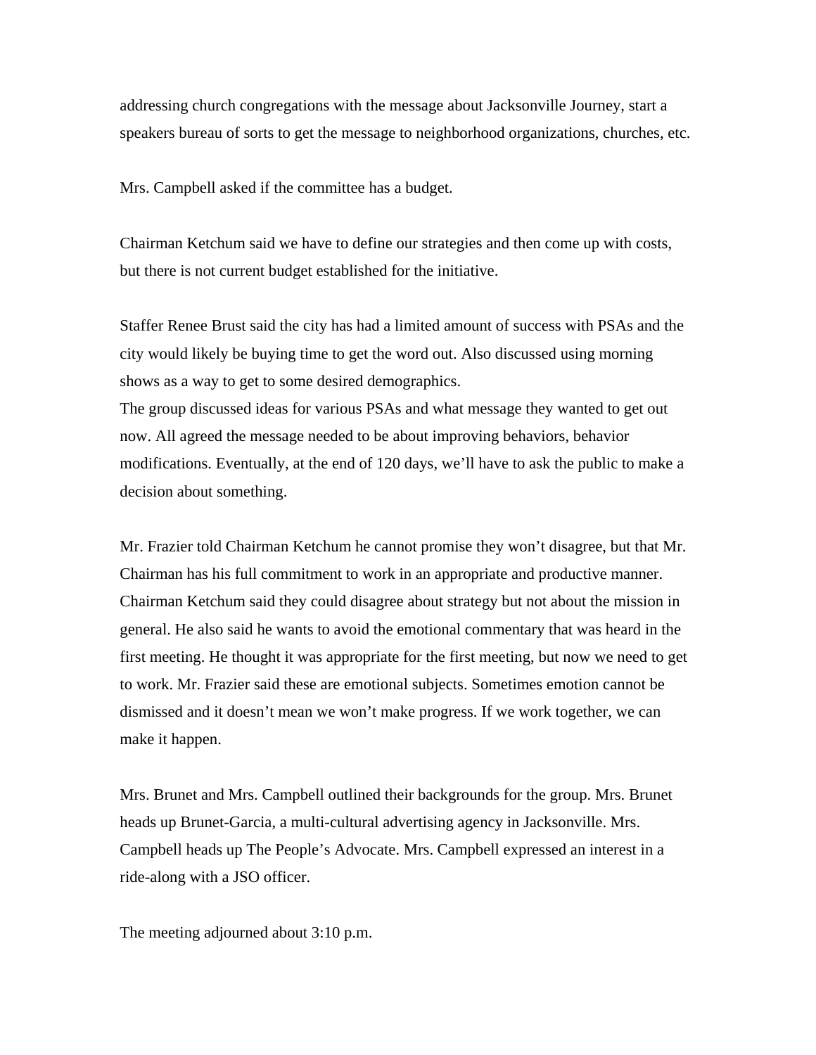addressing church congregations with the message about Jacksonville Journey, start a speakers bureau of sorts to get the message to neighborhood organizations, churches, etc.

Mrs. Campbell asked if the committee has a budget.

Chairman Ketchum said we have to define our strategies and then come up with costs, but there is not current budget established for the initiative.

Staffer Renee Brust said the city has had a limited amount of success with PSAs and the city would likely be buying time to get the word out. Also discussed using morning shows as a way to get to some desired demographics.
The group discussed ideas for various PSAs and what message they wanted to get out now. All agreed the message needed to be about improving behaviors, behavior modifications. Eventually, at the end of 120 days, we'll have to ask the public to make a decision about something.

Mr. Frazier told Chairman Ketchum he cannot promise they won't disagree, but that Mr. Chairman has his full commitment to work in an appropriate and productive manner. Chairman Ketchum said they could disagree about strategy but not about the mission in general. He also said he wants to avoid the emotional commentary that was heard in the first meeting. He thought it was appropriate for the first meeting, but now we need to get to work. Mr. Frazier said these are emotional subjects. Sometimes emotion cannot be dismissed and it doesn't mean we won't make progress. If we work together, we can make it happen.

Mrs. Brunet and Mrs. Campbell outlined their backgrounds for the group. Mrs. Brunet heads up Brunet-Garcia, a multi-cultural advertising agency in Jacksonville. Mrs. Campbell heads up The People's Advocate. Mrs. Campbell expressed an interest in a ride-along with a JSO officer.

The meeting adjourned about 3:10 p.m.